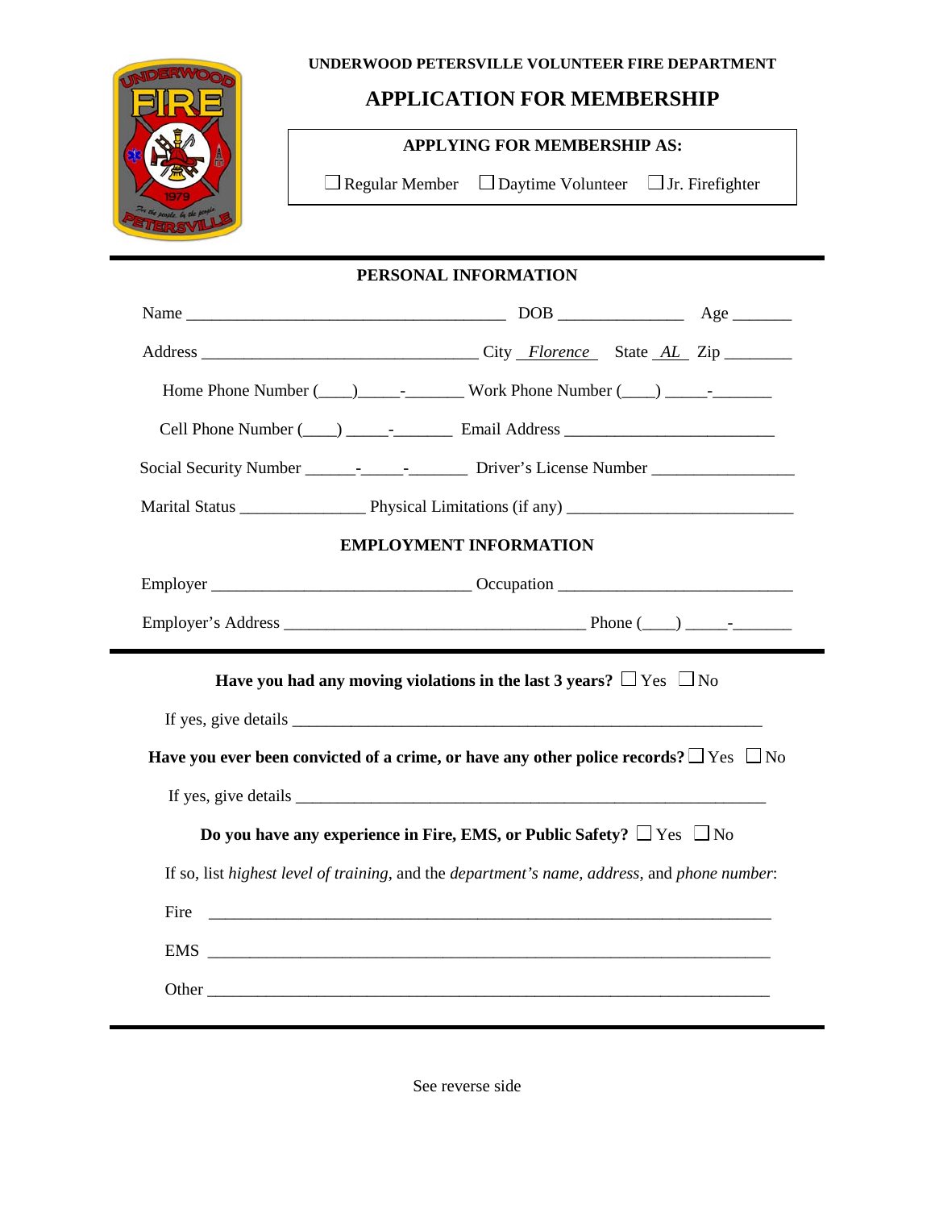UNDERWOOD PETERSVILLE VOLUNTEER FIRE DEPARTMENT

# APPLICATION FOR MEMBERSHIP

**APPLYING FOR MEMBERSHIP AS:**

☐ Regular Member ☐ Daytime Volunteer ☐ Jr. Firefighter

## PERSONAL INFORMATION

Name ______________________________________ DOB _______________ Age _______

Address _________________________________ City _Florence_ State _AL_ Zip ________

Home Phone Number (____)_____-_______ Work Phone Number (____) _____-_______

Cell Phone Number (____) _____-_______ Email Address _________________________

Social Security Number ______-_____-_______ Driver's License Number _________________

Marital Status _______________ Physical Limitations (if any) ___________________________

## EMPLOYMENT INFORMATION

Employer _______________________________ Occupation ____________________________

Employer's Address ____________________________________ Phone (____) _____-_______

**Have you had any moving violations in the last 3 years?** ☐ Yes ☐ No

If yes, give details ________________________________________________________

**Have you ever been convicted of a crime, or have any other police records?** ☐ Yes ☐ No

If yes, give details ________________________________________________________

**Do you have any experience in Fire, EMS, or Public Safety?** ☐ Yes ☐ No

If so, list *highest level of training*, and the *department's name, address*, and *phone number*:

Fire ____________________________________________________________________

EMS ____________________________________________________________________

Other ___________________________________________________________________

See reverse side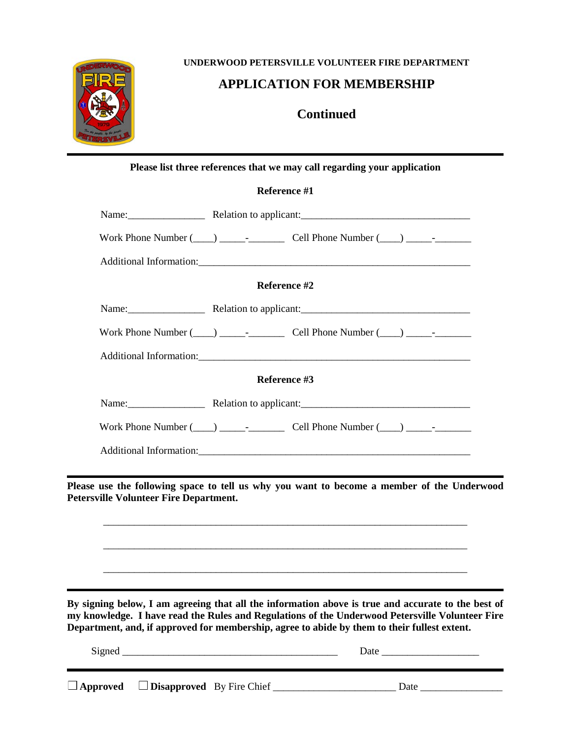**UNDERWOOD PETERSVILLE VOLUNTEER FIRE DEPARTMENT**

# APPLICATION FOR MEMBERSHIP

## Continued

---

**Please list three references that we may call regarding your application**

**Reference #1**

Name:_______________ Relation to applicant:_________________________________

Work Phone Number (____) _____-_______ Cell Phone Number (____) _____-_______

Additional Information:_______________________________________________________

**Reference #2**

Name:_______________ Relation to applicant:_________________________________

Work Phone Number (____) _____-_______ Cell Phone Number (____) _____-_______

Additional Information:_______________________________________________________

**Reference #3**

Name:_______________ Relation to applicant:_________________________________

Work Phone Number (____) _____-_______ Cell Phone Number (____) _____-_______

Additional Information:_______________________________________________________

---

**Please use the following space to tell us why you want to become a member of the Underwood Petersville Volunteer Fire Department.**

___________________________________________________________________________

___________________________________________________________________________

___________________________________________________________________________

---

**By signing below, I am agreeing that all the information above is true and accurate to the best of my knowledge. I have read the Rules and Regulations of the Underwood Petersville Volunteer Fire Department, and, if approved for membership, agree to abide by them to their fullest extent.**

Signed ___________________________________________ Date ___________________

---

☐ **Approved** ☐ **Disapproved** By Fire Chief _______________________ Date ________________